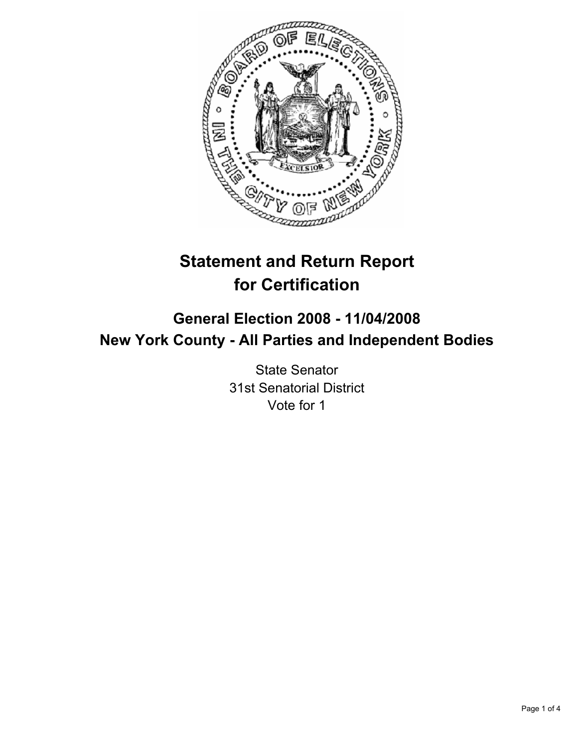# Statement and Return Report for Certification

## General Election 2008 - 11/04/2008

## New York County - All Parties and Independent Bodies

State Senator

31st Senatorial District

Vote for 1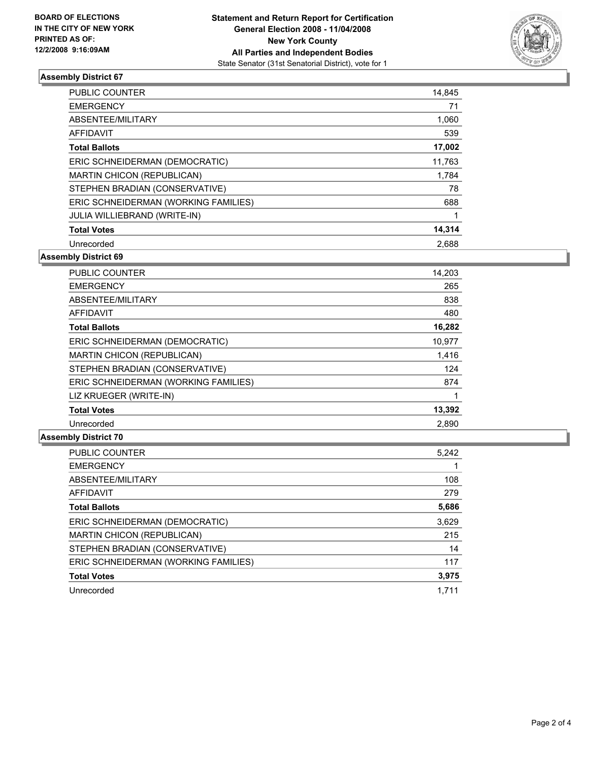BOARD OF ELECTIONS
IN THE CITY OF NEW YORK
PRINTED AS OF:
12/2/2008 9:16:09AM

**Statement and Return Report for Certification**
**General Election 2008 - 11/04/2008**
**New York County**
**All Parties and Independent Bodies**
State Senator (31st Senatorial District), vote for 1

### Assembly District 67

| | |
|---|---|
| PUBLIC COUNTER | 14,845 |
| EMERGENCY | 71 |
| ABSENTEE/MILITARY | 1,060 |
| AFFIDAVIT | 539 |
| **Total Ballots** | **17,002** |
| ERIC SCHNEIDERMAN (DEMOCRATIC) | 11,763 |
| MARTIN CHICON (REPUBLICAN) | 1,784 |
| STEPHEN BRADIAN (CONSERVATIVE) | 78 |
| ERIC SCHNEIDERMAN (WORKING FAMILIES) | 688 |
| JULIA WILLIEBRAND (WRITE-IN) | 1 |
| **Total Votes** | **14,314** |
| Unrecorded | 2,688 |

### Assembly District 69

| | |
|---|---|
| PUBLIC COUNTER | 14,203 |
| EMERGENCY | 265 |
| ABSENTEE/MILITARY | 838 |
| AFFIDAVIT | 480 |
| **Total Ballots** | **16,282** |
| ERIC SCHNEIDERMAN (DEMOCRATIC) | 10,977 |
| MARTIN CHICON (REPUBLICAN) | 1,416 |
| STEPHEN BRADIAN (CONSERVATIVE) | 124 |
| ERIC SCHNEIDERMAN (WORKING FAMILIES) | 874 |
| LIZ KRUEGER (WRITE-IN) | 1 |
| **Total Votes** | **13,392** |
| Unrecorded | 2,890 |

### Assembly District 70

| | |
|---|---|
| PUBLIC COUNTER | 5,242 |
| EMERGENCY | 1 |
| ABSENTEE/MILITARY | 108 |
| AFFIDAVIT | 279 |
| **Total Ballots** | **5,686** |
| ERIC SCHNEIDERMAN (DEMOCRATIC) | 3,629 |
| MARTIN CHICON (REPUBLICAN) | 215 |
| STEPHEN BRADIAN (CONSERVATIVE) | 14 |
| ERIC SCHNEIDERMAN (WORKING FAMILIES) | 117 |
| **Total Votes** | **3,975** |
| Unrecorded | 1,711 |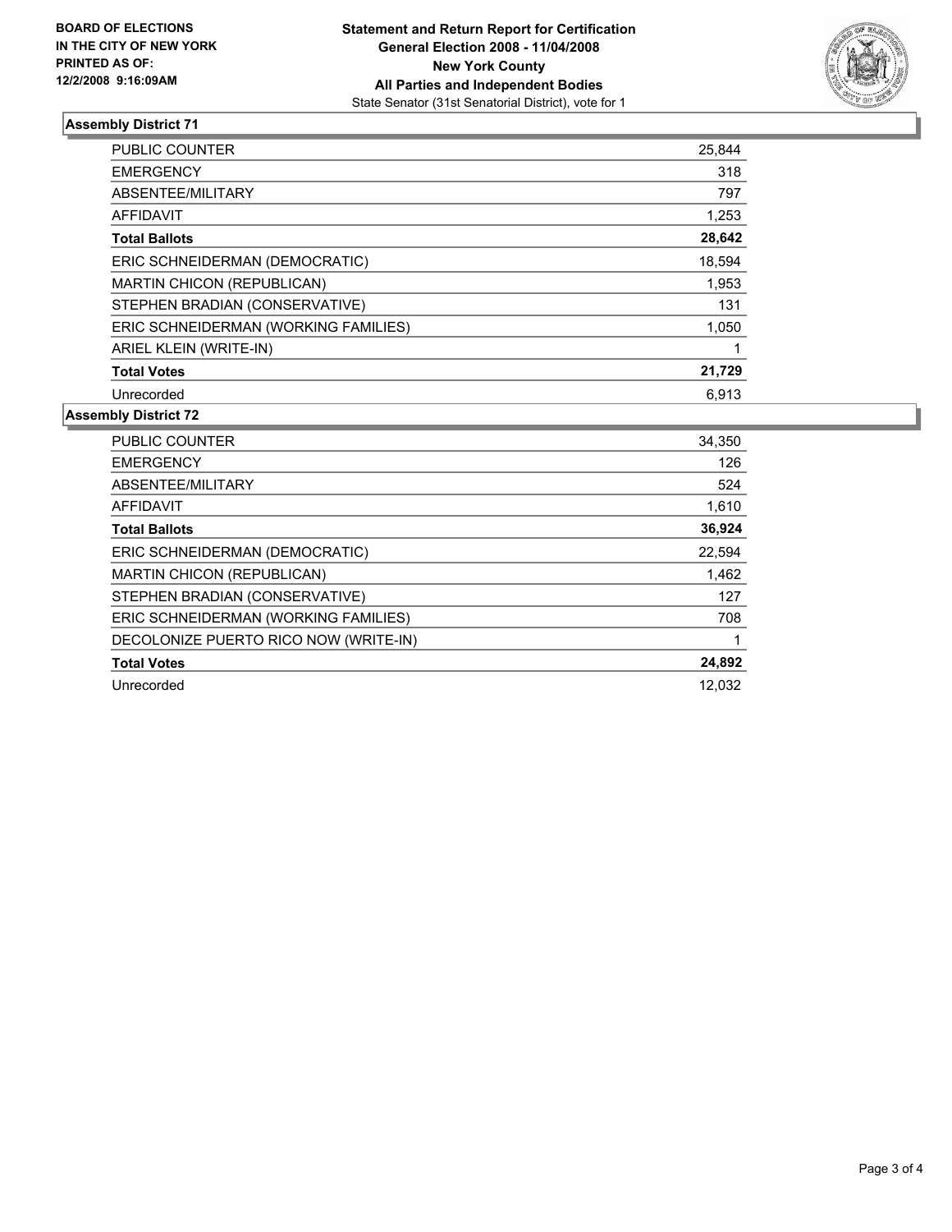**BOARD OF ELECTIONS IN THE CITY OF NEW YORK PRINTED AS OF: 12/2/2008 9:16:09AM**

**Statement and Return Report for Certification**
**General Election 2008 - 11/04/2008**
**New York County**
**All Parties and Independent Bodies**
State Senator (31st Senatorial District), vote for 1

### Assembly District 71

| | |
|---|---|
| PUBLIC COUNTER | 25,844 |
| EMERGENCY | 318 |
| ABSENTEE/MILITARY | 797 |
| AFFIDAVIT | 1,253 |
| **Total Ballots** | **28,642** |
| ERIC SCHNEIDERMAN (DEMOCRATIC) | 18,594 |
| MARTIN CHICON (REPUBLICAN) | 1,953 |
| STEPHEN BRADIAN (CONSERVATIVE) | 131 |
| ERIC SCHNEIDERMAN (WORKING FAMILIES) | 1,050 |
| ARIEL KLEIN (WRITE-IN) | 1 |
| **Total Votes** | **21,729** |
| Unrecorded | 6,913 |

### Assembly District 72

| | |
|---|---|
| PUBLIC COUNTER | 34,350 |
| EMERGENCY | 126 |
| ABSENTEE/MILITARY | 524 |
| AFFIDAVIT | 1,610 |
| **Total Ballots** | **36,924** |
| ERIC SCHNEIDERMAN (DEMOCRATIC) | 22,594 |
| MARTIN CHICON (REPUBLICAN) | 1,462 |
| STEPHEN BRADIAN (CONSERVATIVE) | 127 |
| ERIC SCHNEIDERMAN (WORKING FAMILIES) | 708 |
| DECOLONIZE PUERTO RICO NOW (WRITE-IN) | 1 |
| **Total Votes** | **24,892** |
| Unrecorded | 12,032 |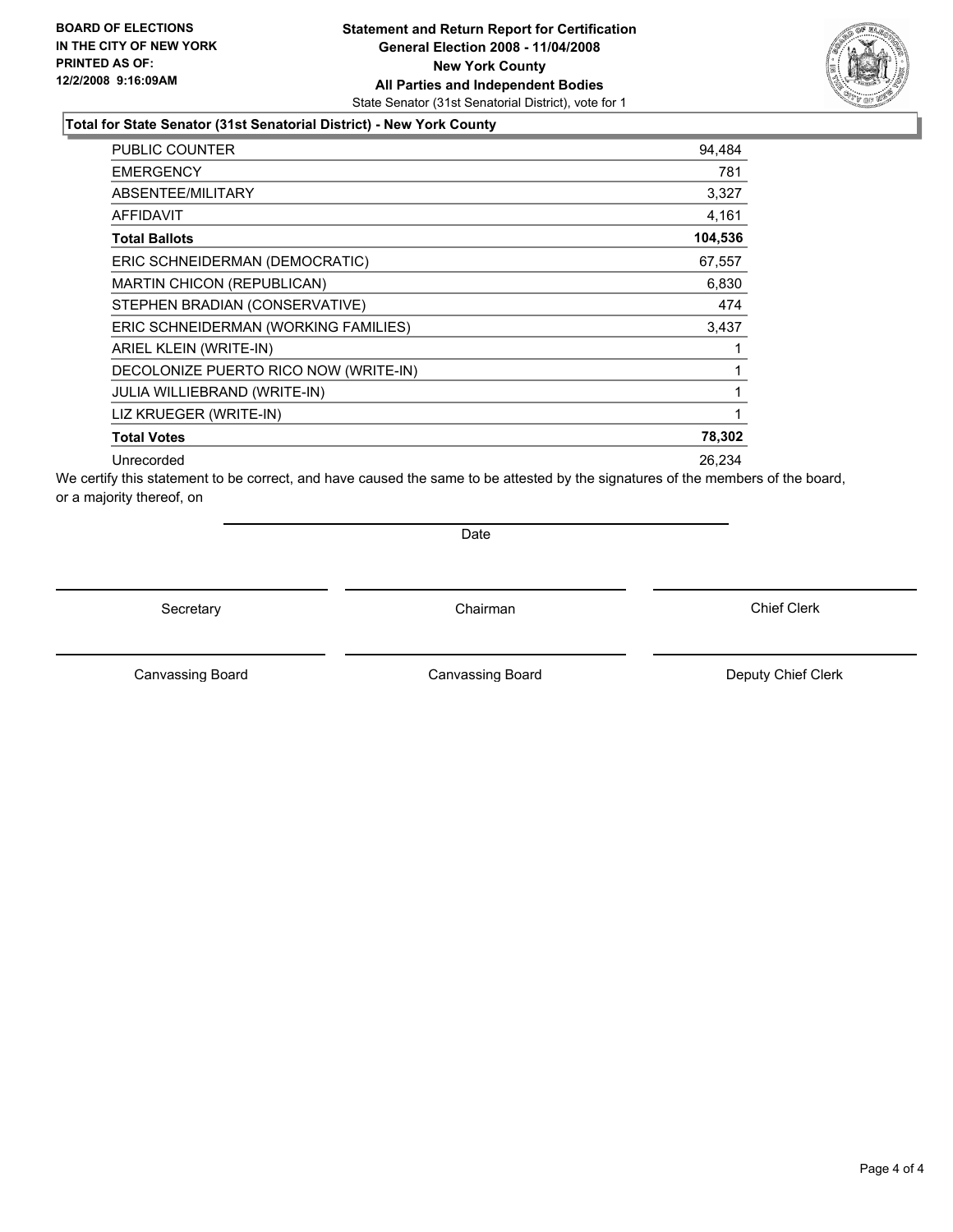**BOARD OF ELECTIONS IN THE CITY OF NEW YORK PRINTED AS OF: 12/2/2008 9:16:09AM**

**Statement and Return Report for Certification**
**General Election 2008 - 11/04/2008**
**New York County**
**All Parties and Independent Bodies**
State Senator (31st Senatorial District), vote for 1

### Total for State Senator (31st Senatorial District) - New York County

| | |
|---|---|
| PUBLIC COUNTER | 94,484 |
| EMERGENCY | 781 |
| ABSENTEE/MILITARY | 3,327 |
| AFFIDAVIT | 4,161 |
| **Total Ballots** | **104,536** |
| ERIC SCHNEIDERMAN (DEMOCRATIC) | 67,557 |
| MARTIN CHICON (REPUBLICAN) | 6,830 |
| STEPHEN BRADIAN (CONSERVATIVE) | 474 |
| ERIC SCHNEIDERMAN (WORKING FAMILIES) | 3,437 |
| ARIEL KLEIN (WRITE-IN) | 1 |
| DECOLONIZE PUERTO RICO NOW (WRITE-IN) | 1 |
| JULIA WILLIEBRAND (WRITE-IN) | 1 |
| LIZ KRUEGER (WRITE-IN) | 1 |
| **Total Votes** | **78,302** |
| Unrecorded | 26,234 |

We certify this statement to be correct, and have caused the same to be attested by the signatures of the members of the board, or a majority thereof, on

Date

Secretary

Chairman

Chief Clerk

Canvassing Board

Canvassing Board

Deputy Chief Clerk